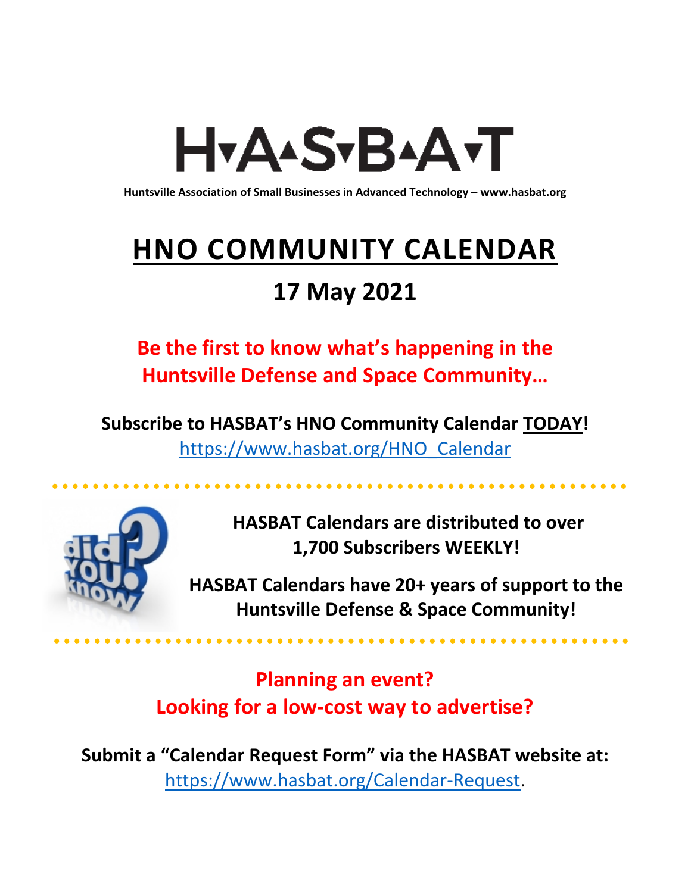# H▾A▴S▾B▴A▾T

**Huntsville Association of Small Businesses in Advanced Technology – www.hasbat.org**

# HNO COMMUNITY CALENDAR

## 17 May 2021

**Be the first to know what's happening in the Huntsville Defense and Space Community…**

**Subscribe to HASBAT's HNO Community Calendar TODAY!**
https://www.hasbat.org/HNO_Calendar

**HASBAT Calendars are distributed to over 1,700 Subscribers WEEKLY!**

**HASBAT Calendars have 20+ years of support to the Huntsville Defense & Space Community!**

**Planning an event?**
**Looking for a low-cost way to advertise?**

**Submit a "Calendar Request Form" via the HASBAT website at:**
https://www.hasbat.org/Calendar-Request.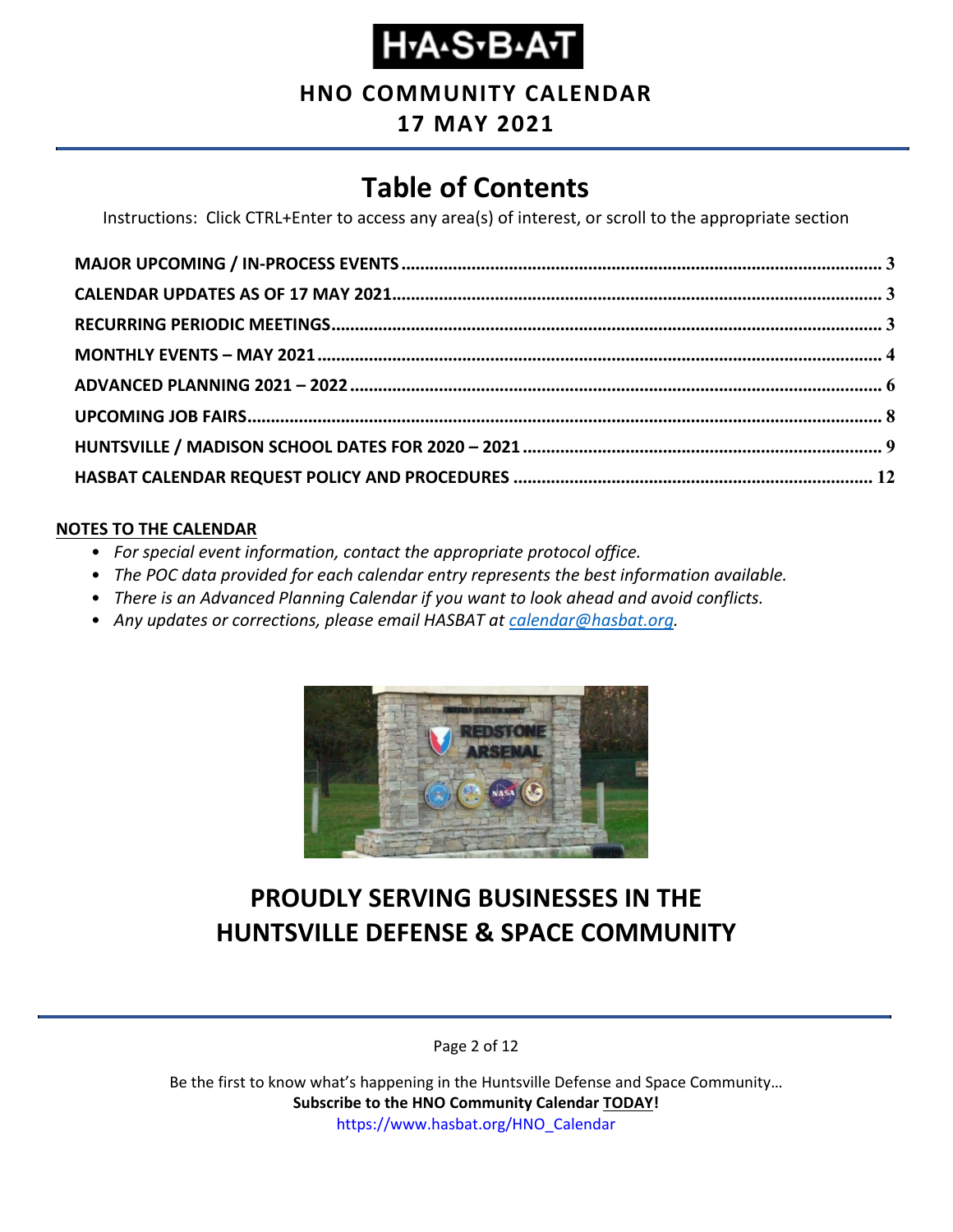# H·A·S·B·A·T

**HNO COMMUNITY CALENDAR**

**17 MAY 2021**

## Table of Contents

Instructions: Click CTRL+Enter to access any area(s) of interest, or scroll to the appropriate section

- **MAJOR UPCOMING / IN-PROCESS EVENTS** ..... 3
- **CALENDAR UPDATES AS OF 17 MAY 2021** ..... 3
- **RECURRING PERIODIC MEETINGS** ..... 3
- **MONTHLY EVENTS – MAY 2021** ..... 4
- **ADVANCED PLANNING 2021 – 2022** ..... 6
- **UPCOMING JOB FAIRS** ..... 8
- **HUNTSVILLE / MADISON SCHOOL DATES FOR 2020 – 2021** ..... 9
- **HASBAT CALENDAR REQUEST POLICY AND PROCEDURES** ..... 12

**NOTES TO THE CALENDAR**

- *For special event information, contact the appropriate protocol office.*
- *The POC data provided for each calendar entry represents the best information available.*
- *There is an Advanced Planning Calendar if you want to look ahead and avoid conflicts.*
- *Any updates or corrections, please email HASBAT at calendar@hasbat.org.*

## PROUDLY SERVING BUSINESSES IN THE HUNTSVILLE DEFENSE & SPACE COMMUNITY

Be the first to know what's happening in the Huntsville Defense and Space Community…
**Subscribe to the HNO Community Calendar TODAY!**
https://www.hasbat.org/HNO_Calendar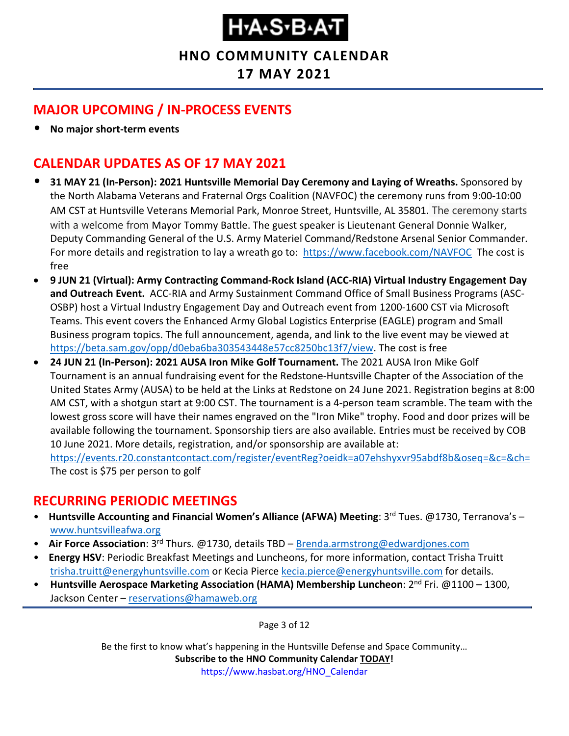## MAJOR UPCOMING / IN-PROCESS EVENTS

- **No major short-term events**

## CALENDAR UPDATES AS OF 17 MAY 2021

- **31 MAY 21 (In-Person): 2021 Huntsville Memorial Day Ceremony and Laying of Wreaths.** Sponsored by the North Alabama Veterans and Fraternal Orgs Coalition (NAVFOC) the ceremony runs from 9:00-10:00 AM CST at Huntsville Veterans Memorial Park, Monroe Street, Huntsville, AL 35801. The ceremony starts with a welcome from Mayor Tommy Battle. The guest speaker is Lieutenant General Donnie Walker, Deputy Commanding General of the U.S. Army Materiel Command/Redstone Arsenal Senior Commander. For more details and registration to lay a wreath go to: https://www.facebook.com/NAVFOC The cost is free
- **9 JUN 21 (Virtual): Army Contracting Command-Rock Island (ACC-RIA) Virtual Industry Engagement Day and Outreach Event.** ACC-RIA and Army Sustainment Command Office of Small Business Programs (ASC-OSBP) host a Virtual Industry Engagement Day and Outreach event from 1200-1600 CST via Microsoft Teams. This event covers the Enhanced Army Global Logistics Enterprise (EAGLE) program and Small Business program topics. The full announcement, agenda, and link to the live event may be viewed at https://beta.sam.gov/opp/d0eba6ba303543448e57cc8250bc13f7/view. The cost is free
- **24 JUN 21 (In-Person): 2021 AUSA Iron Mike Golf Tournament.** The 2021 AUSA Iron Mike Golf Tournament is an annual fundraising event for the Redstone-Huntsville Chapter of the Association of the United States Army (AUSA) to be held at the Links at Redstone on 24 June 2021. Registration begins at 8:00 AM CST, with a shotgun start at 9:00 CST. The tournament is a 4-person team scramble. The team with the lowest gross score will have their names engraved on the "Iron Mike" trophy. Food and door prizes will be available following the tournament. Sponsorship tiers are also available. Entries must be received by COB 10 June 2021. More details, registration, and/or sponsorship are available at: https://events.r20.constantcontact.com/register/eventReg?oeidk=a07ehshyxvr95abdf8b&oseq=&c=&ch= The cost is $75 per person to golf

## RECURRING PERIODIC MEETINGS

- **Huntsville Accounting and Financial Women's Alliance (AFWA) Meeting**: 3rd Tues. @1730, Terranova's – www.huntsvilleafwa.org
- **Air Force Association**: 3rd Thurs. @1730, details TBD – Brenda.armstrong@edwardjones.com
- **Energy HSV**: Periodic Breakfast Meetings and Luncheons, for more information, contact Trisha Truitt trisha.truitt@energyhuntsville.com or Kecia Pierce kecia.pierce@energyhuntsville.com for details.
- **Huntsville Aerospace Marketing Association (HAMA) Membership Luncheon**: 2nd Fri. @1100 – 1300, Jackson Center – reservations@hamaweb.org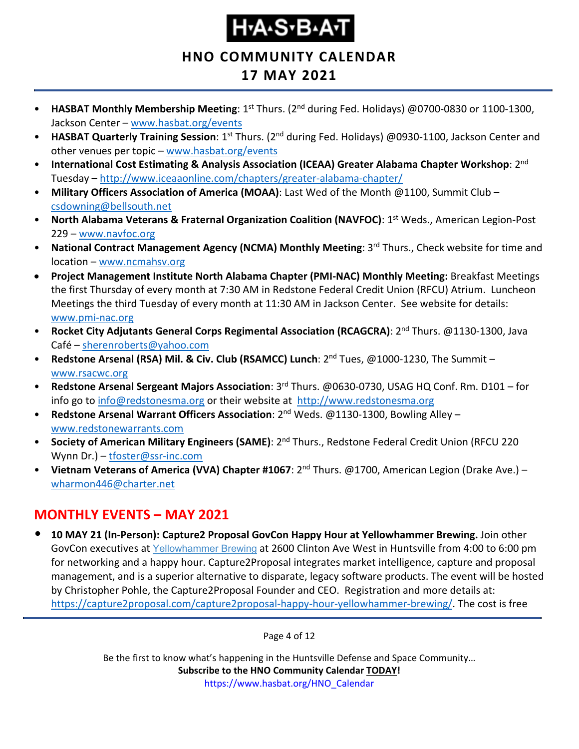- **HASBAT Monthly Membership Meeting**: 1st Thurs. (2nd during Fed. Holidays) @0700-0830 or 1100-1300, Jackson Center – www.hasbat.org/events
- **HASBAT Quarterly Training Session**: 1st Thurs. (2nd during Fed. Holidays) @0930-1100, Jackson Center and other venues per topic – www.hasbat.org/events
- **International Cost Estimating & Analysis Association (ICEAA) Greater Alabama Chapter Workshop**: 2nd Tuesday – http://www.iceaaonline.com/chapters/greater-alabama-chapter/
- **Military Officers Association of America (MOAA)**: Last Wed of the Month @1100, Summit Club – csdowning@bellsouth.net
- **North Alabama Veterans & Fraternal Organization Coalition (NAVFOC)**: 1st Weds., American Legion-Post 229 – www.navfoc.org
- **National Contract Management Agency (NCMA) Monthly Meeting**: 3rd Thurs., Check website for time and location – www.ncmahsv.org
- **Project Management Institute North Alabama Chapter (PMI-NAC) Monthly Meeting:** Breakfast Meetings the first Thursday of every month at 7:30 AM in Redstone Federal Credit Union (RFCU) Atrium. Luncheon Meetings the third Tuesday of every month at 11:30 AM in Jackson Center. See website for details: www.pmi-nac.org
- **Rocket City Adjutants General Corps Regimental Association (RCAGCRA)**: 2nd Thurs. @1130-1300, Java Café – sherenroberts@yahoo.com
- **Redstone Arsenal (RSA) Mil. & Civ. Club (RSAMCC) Lunch**: 2nd Tues, @1000-1230, The Summit – www.rsacwc.org
- **Redstone Arsenal Sergeant Majors Association**: 3rd Thurs. @0630-0730, USAG HQ Conf. Rm. D101 – for info go to info@redstonesma.org or their website at http://www.redstonesma.org
- **Redstone Arsenal Warrant Officers Association**: 2nd Weds. @1130-1300, Bowling Alley – www.redstonewarrants.com
- **Society of American Military Engineers (SAME)**: 2nd Thurs., Redstone Federal Credit Union (RFCU 220 Wynn Dr.) – tfoster@ssr-inc.com
- **Vietnam Veterans of America (VVA) Chapter #1067**: 2nd Thurs. @1700, American Legion (Drake Ave.) – wharmon446@charter.net

## MONTHLY EVENTS – MAY 2021

- **10 MAY 21 (In-Person): Capture2 Proposal GovCon Happy Hour at Yellowhammer Brewing.** Join other GovCon executives at Yellowhammer Brewing at 2600 Clinton Ave West in Huntsville from 4:00 to 6:00 pm for networking and a happy hour. Capture2Proposal integrates market intelligence, capture and proposal management, and is a superior alternative to disparate, legacy software products. The event will be hosted by Christopher Pohle, the Capture2Proposal Founder and CEO. Registration and more details at: https://capture2proposal.com/capture2proposal-happy-hour-yellowhammer-brewing/. The cost is free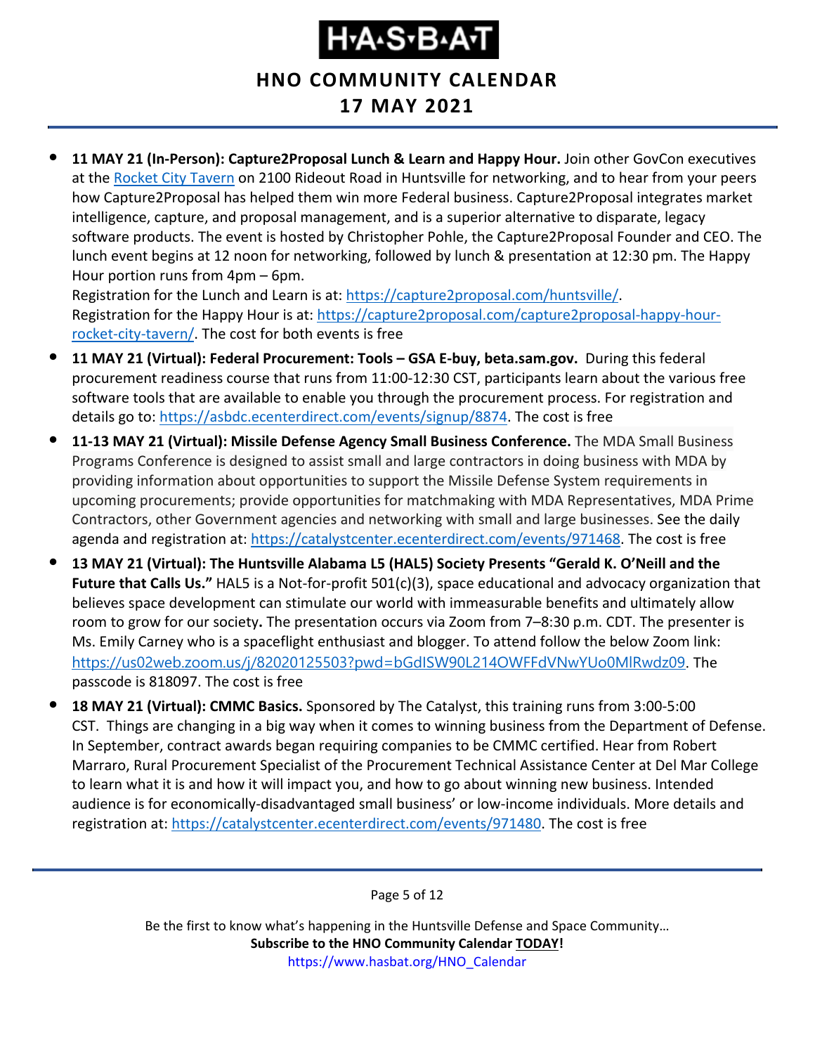- **11 MAY 21 (In-Person): Capture2Proposal Lunch & Learn and Happy Hour.** Join other GovCon executives at the Rocket City Tavern on 2100 Rideout Road in Huntsville for networking, and to hear from your peers how Capture2Proposal has helped them win more Federal business. Capture2Proposal integrates market intelligence, capture, and proposal management, and is a superior alternative to disparate, legacy software products. The event is hosted by Christopher Pohle, the Capture2Proposal Founder and CEO. The lunch event begins at 12 noon for networking, followed by lunch & presentation at 12:30 pm. The Happy Hour portion runs from 4pm – 6pm.
  Registration for the Lunch and Learn is at: https://capture2proposal.com/huntsville/.
  Registration for the Happy Hour is at: https://capture2proposal.com/capture2proposal-happy-hour-rocket-city-tavern/. The cost for both events is free
- **11 MAY 21 (Virtual): Federal Procurement: Tools – GSA E-buy, beta.sam.gov.** During this federal procurement readiness course that runs from 11:00-12:30 CST, participants learn about the various free software tools that are available to enable you through the procurement process. For registration and details go to: https://asbdc.ecenterdirect.com/events/signup/8874. The cost is free
- **11-13 MAY 21 (Virtual): Missile Defense Agency Small Business Conference.** The MDA Small Business Programs Conference is designed to assist small and large contractors in doing business with MDA by providing information about opportunities to support the Missile Defense System requirements in upcoming procurements; provide opportunities for matchmaking with MDA Representatives, MDA Prime Contractors, other Government agencies and networking with small and large businesses. See the daily agenda and registration at: https://catalystcenter.ecenterdirect.com/events/971468. The cost is free
- **13 MAY 21 (Virtual): The Huntsville Alabama L5 (HAL5) Society Presents "Gerald K. O'Neill and the Future that Calls Us."** HAL5 is a Not-for-profit 501(c)(3), space educational and advocacy organization that believes space development can stimulate our world with immeasurable benefits and ultimately allow room to grow for our society**.** The presentation occurs via Zoom from 7–8:30 p.m. CDT. The presenter is Ms. Emily Carney who is a spaceflight enthusiast and blogger. To attend follow the below Zoom link: https://us02web.zoom.us/j/82020125503?pwd=bGdISW90L214OWFFdVNwYUo0MlRwdz09. The passcode is 818097. The cost is free
- **18 MAY 21 (Virtual): CMMC Basics.** Sponsored by The Catalyst, this training runs from 3:00-5:00 CST. Things are changing in a big way when it comes to winning business from the Department of Defense. In September, contract awards began requiring companies to be CMMC certified. Hear from Robert Marraro, Rural Procurement Specialist of the Procurement Technical Assistance Center at Del Mar College to learn what it is and how it will impact you, and how to go about winning new business. Intended audience is for economically-disadvantaged small business' or low-income individuals. More details and registration at: https://catalystcenter.ecenterdirect.com/events/971480. The cost is free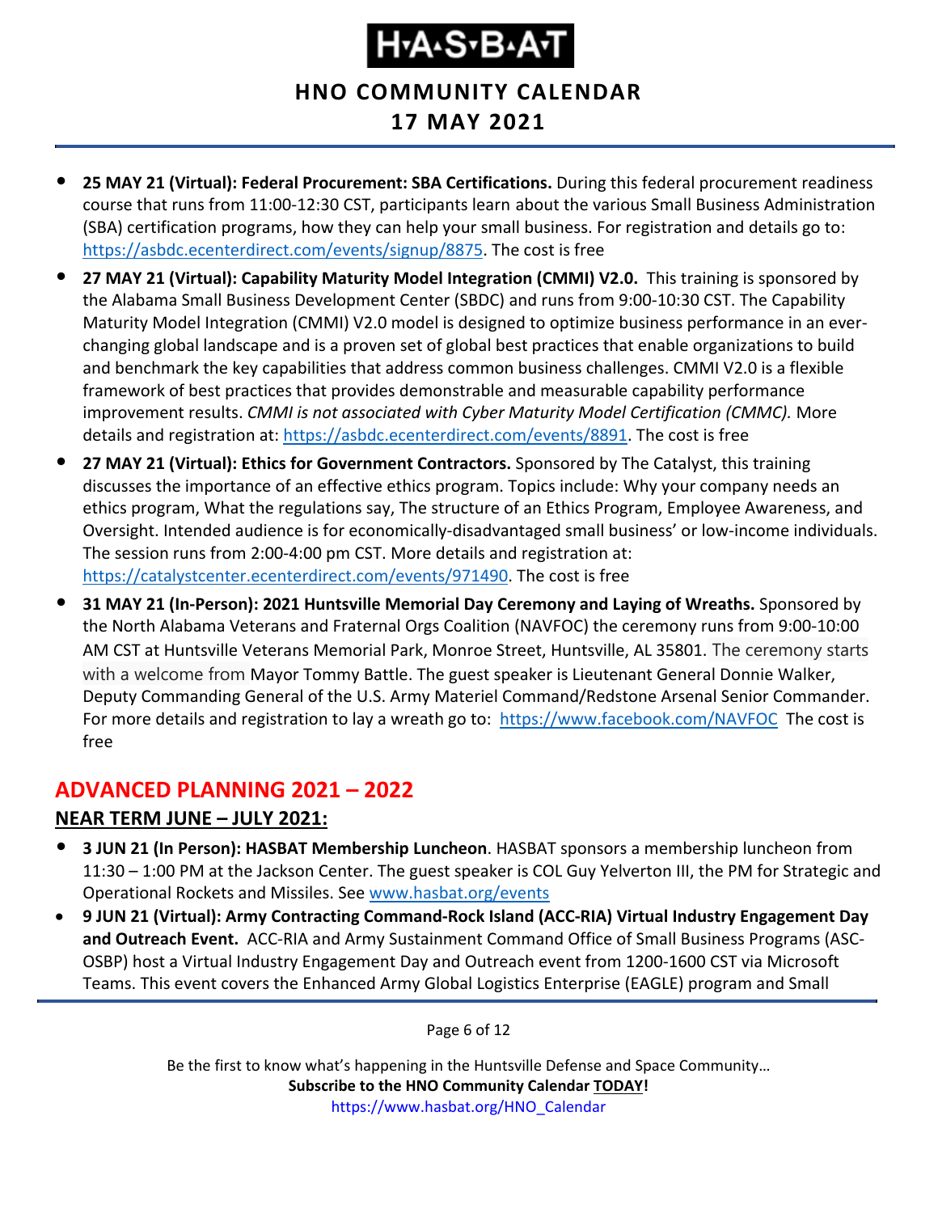- **25 MAY 21 (Virtual): Federal Procurement: SBA Certifications.** During this federal procurement readiness course that runs from 11:00-12:30 CST, participants learn about the various Small Business Administration (SBA) certification programs, how they can help your small business. For registration and details go to: https://asbdc.ecenterdirect.com/events/signup/8875. The cost is free
- **27 MAY 21 (Virtual): Capability Maturity Model Integration (CMMI) V2.0.** This training is sponsored by the Alabama Small Business Development Center (SBDC) and runs from 9:00-10:30 CST. The Capability Maturity Model Integration (CMMI) V2.0 model is designed to optimize business performance in an ever-changing global landscape and is a proven set of global best practices that enable organizations to build and benchmark the key capabilities that address common business challenges. CMMI V2.0 is a flexible framework of best practices that provides demonstrable and measurable capability performance improvement results. *CMMI is not associated with Cyber Maturity Model Certification (CMMC).* More details and registration at: https://asbdc.ecenterdirect.com/events/8891. The cost is free
- **27 MAY 21 (Virtual): Ethics for Government Contractors.** Sponsored by The Catalyst, this training discusses the importance of an effective ethics program. Topics include: Why your company needs an ethics program, What the regulations say, The structure of an Ethics Program, Employee Awareness, and Oversight. Intended audience is for economically-disadvantaged small business' or low-income individuals. The session runs from 2:00-4:00 pm CST. More details and registration at: https://catalystcenter.ecenterdirect.com/events/971490. The cost is free
- **31 MAY 21 (In-Person): 2021 Huntsville Memorial Day Ceremony and Laying of Wreaths.** Sponsored by the North Alabama Veterans and Fraternal Orgs Coalition (NAVFOC) the ceremony runs from 9:00-10:00 AM CST at Huntsville Veterans Memorial Park, Monroe Street, Huntsville, AL 35801. The ceremony starts with a welcome from Mayor Tommy Battle. The guest speaker is Lieutenant General Donnie Walker, Deputy Commanding General of the U.S. Army Materiel Command/Redstone Arsenal Senior Commander. For more details and registration to lay a wreath go to: https://www.facebook.com/NAVFOC The cost is free

## ADVANCED PLANNING 2021 – 2022

### NEAR TERM JUNE – JULY 2021:

- **3 JUN 21 (In Person): HASBAT Membership Luncheon**. HASBAT sponsors a membership luncheon from 11:30 – 1:00 PM at the Jackson Center. The guest speaker is COL Guy Yelverton III, the PM for Strategic and Operational Rockets and Missiles. See www.hasbat.org/events
- **9 JUN 21 (Virtual): Army Contracting Command-Rock Island (ACC-RIA) Virtual Industry Engagement Day and Outreach Event.** ACC-RIA and Army Sustainment Command Office of Small Business Programs (ASC-OSBP) host a Virtual Industry Engagement Day and Outreach event from 1200-1600 CST via Microsoft Teams. This event covers the Enhanced Army Global Logistics Enterprise (EAGLE) program and Small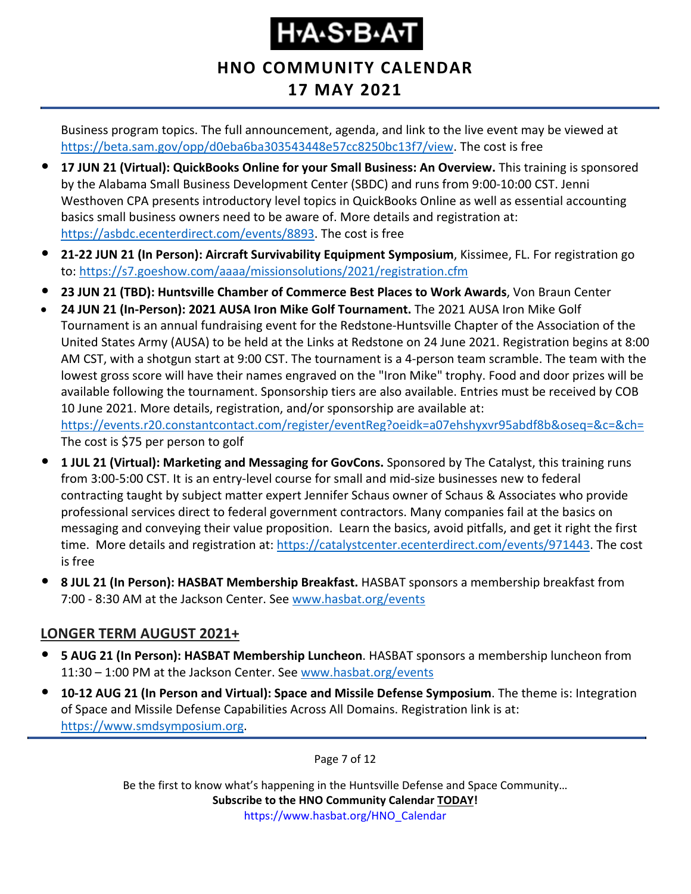Business program topics. The full announcement, agenda, and link to the live event may be viewed at https://beta.sam.gov/opp/d0eba6ba303543448e57cc8250bc13f7/view. The cost is free

- **17 JUN 21 (Virtual): QuickBooks Online for your Small Business: An Overview.** This training is sponsored by the Alabama Small Business Development Center (SBDC) and runs from 9:00-10:00 CST. Jenni Westhoven CPA presents introductory level topics in QuickBooks Online as well as essential accounting basics small business owners need to be aware of. More details and registration at: https://asbdc.ecenterdirect.com/events/8893. The cost is free
- **21-22 JUN 21 (In Person): Aircraft Survivability Equipment Symposium**, Kissimee, FL. For registration go to: https://s7.goeshow.com/aaaa/missionsolutions/2021/registration.cfm
- **23 JUN 21 (TBD): Huntsville Chamber of Commerce Best Places to Work Awards**, Von Braun Center
- **24 JUN 21 (In-Person): 2021 AUSA Iron Mike Golf Tournament.** The 2021 AUSA Iron Mike Golf Tournament is an annual fundraising event for the Redstone-Huntsville Chapter of the Association of the United States Army (AUSA) to be held at the Links at Redstone on 24 June 2021. Registration begins at 8:00 AM CST, with a shotgun start at 9:00 CST. The tournament is a 4-person team scramble. The team with the lowest gross score will have their names engraved on the "Iron Mike" trophy. Food and door prizes will be available following the tournament. Sponsorship tiers are also available. Entries must be received by COB 10 June 2021. More details, registration, and/or sponsorship are available at: https://events.r20.constantcontact.com/register/eventReg?oeidk=a07ehshyxvr95abdf8b&oseq=&c=&ch= The cost is $75 per person to golf
- **1 JUL 21 (Virtual): Marketing and Messaging for GovCons.** Sponsored by The Catalyst, this training runs from 3:00-5:00 CST. It is an entry-level course for small and mid-size businesses new to federal contracting taught by subject matter expert Jennifer Schaus owner of Schaus & Associates who provide professional services direct to federal government contractors. Many companies fail at the basics on messaging and conveying their value proposition. Learn the basics, avoid pitfalls, and get it right the first time. More details and registration at: https://catalystcenter.ecenterdirect.com/events/971443. The cost is free
- **8 JUL 21 (In Person): HASBAT Membership Breakfast.** HASBAT sponsors a membership breakfast from 7:00 - 8:30 AM at the Jackson Center. See www.hasbat.org/events

## LONGER TERM AUGUST 2021+

- **5 AUG 21 (In Person): HASBAT Membership Luncheon**. HASBAT sponsors a membership luncheon from 11:30 – 1:00 PM at the Jackson Center. See www.hasbat.org/events
- **10-12 AUG 21 (In Person and Virtual): Space and Missile Defense Symposium**. The theme is: Integration of Space and Missile Defense Capabilities Across All Domains. Registration link is at: https://www.smdsymposium.org.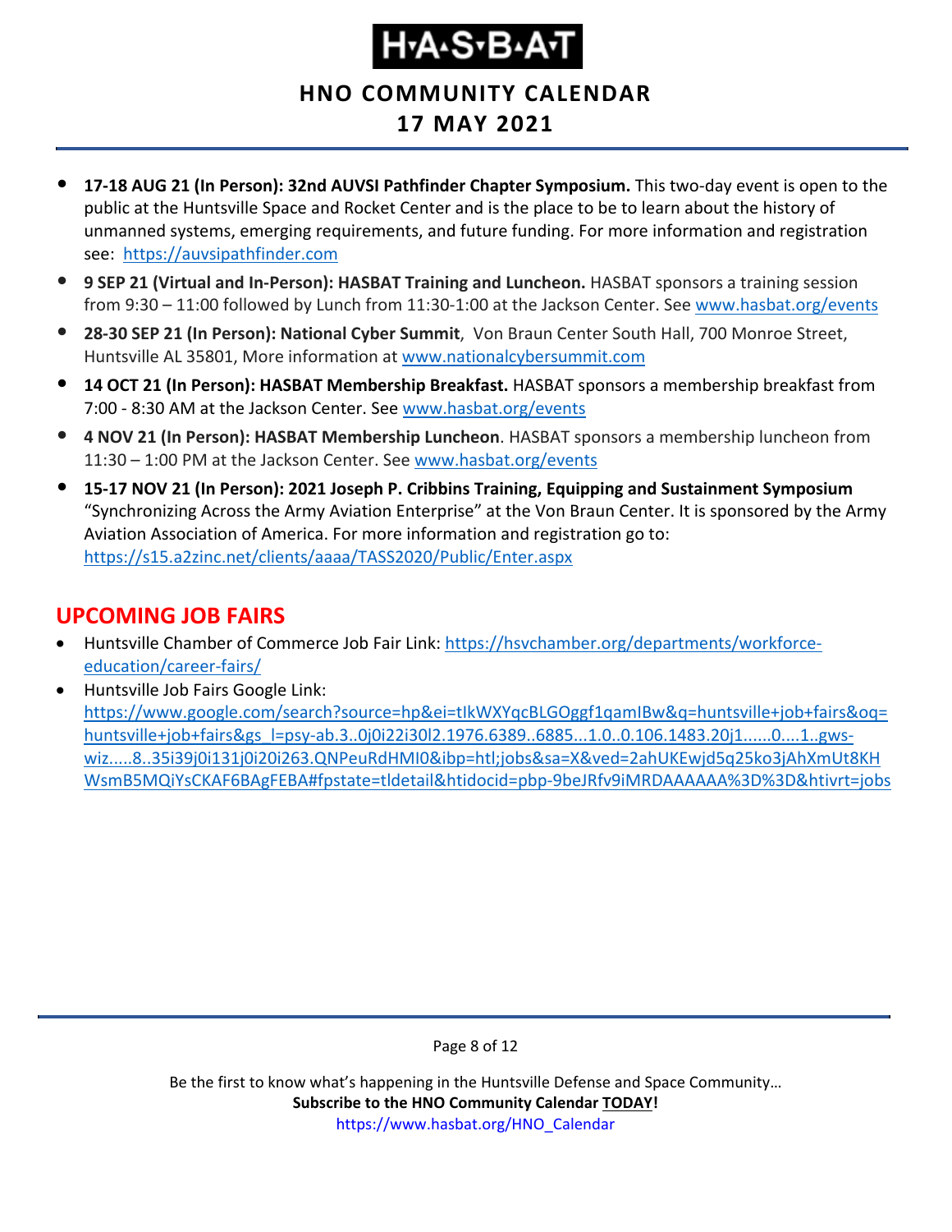- **17-18 AUG 21 (In Person): 32nd AUVSI Pathfinder Chapter Symposium.** This two-day event is open to the public at the Huntsville Space and Rocket Center and is the place to be to learn about the history of unmanned systems, emerging requirements, and future funding. For more information and registration see: https://auvsipathfinder.com
- **9 SEP 21 (Virtual and In-Person): HASBAT Training and Luncheon.** HASBAT sponsors a training session from 9:30 – 11:00 followed by Lunch from 11:30-1:00 at the Jackson Center. See www.hasbat.org/events
- **28-30 SEP 21 (In Person): National Cyber Summit**, Von Braun Center South Hall, 700 Monroe Street, Huntsville AL 35801, More information at www.nationalcybersummit.com
- **14 OCT 21 (In Person): HASBAT Membership Breakfast.** HASBAT sponsors a membership breakfast from 7:00 - 8:30 AM at the Jackson Center. See www.hasbat.org/events
- **4 NOV 21 (In Person): HASBAT Membership Luncheon**. HASBAT sponsors a membership luncheon from 11:30 – 1:00 PM at the Jackson Center. See www.hasbat.org/events
- **15-17 NOV 21 (In Person): 2021 Joseph P. Cribbins Training, Equipping and Sustainment Symposium** "Synchronizing Across the Army Aviation Enterprise" at the Von Braun Center. It is sponsored by the Army Aviation Association of America. For more information and registration go to: https://s15.a2zinc.net/clients/aaaa/TASS2020/Public/Enter.aspx

## UPCOMING JOB FAIRS

- Huntsville Chamber of Commerce Job Fair Link: https://hsvchamber.org/departments/workforce-education/career-fairs/
- Huntsville Job Fairs Google Link: https://www.google.com/search?source=hp&ei=tIkWXYqcBLGOggf1qamIBw&q=huntsville+job+fairs&oq=huntsville+job+fairs&gs_l=psy-ab.3..0j0i22i30l2.1976.6389..6885...1.0..0.106.1483.20j1......0....1..gws-wiz.....8..35i39j0i131j0i20i263.QNPeuRdHMI0&ibp=htl;jobs&sa=X&ved=2ahUKEwjd5q25ko3jAhXmUt8KHWsmB5MQiYsCKAF6BAgFEBA#fpstate=tldetail&htidocid=pbp-9beJRfv9iMRDAAAAAA%3D%3D&htivrt=jobs

Be the first to know what's happening in the Huntsville Defense and Space Community…
**Subscribe to the HNO Community Calendar TODAY!**
https://www.hasbat.org/HNO_Calendar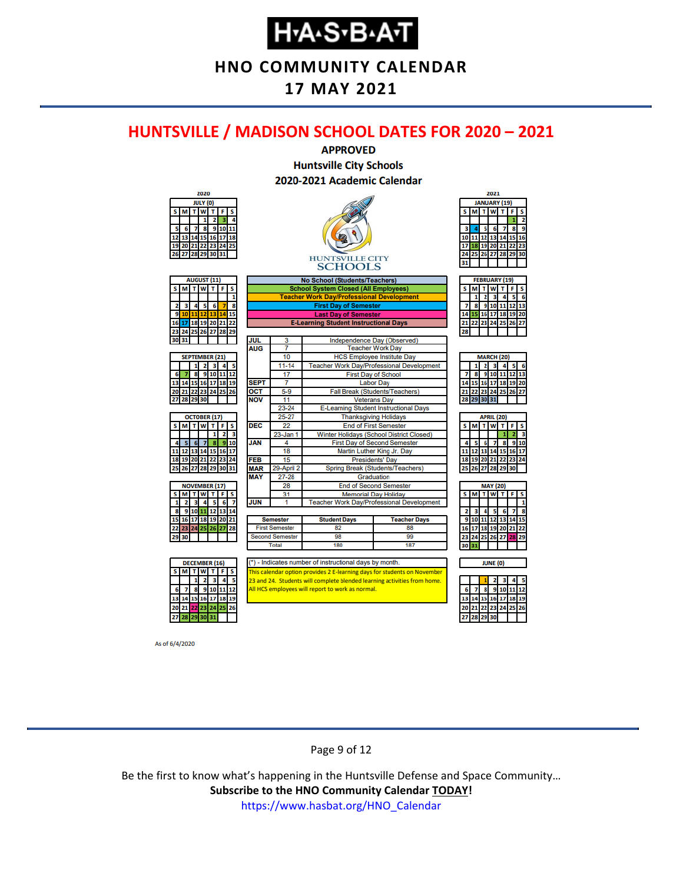# HNO COMMUNITY CALENDAR

## 17 MAY 2021

## HUNTSVILLE / MADISON SCHOOL DATES FOR 2020 – 2021

**APPROVED**
**Huntsville City Schools**
**2020-2021 Academic Calendar**

HUNTSVILLE CITY SCHOOLS

| Legend |
|---|
| No School (Students/Teachers) |
| School System Closed (All Employees) |
| Teacher Work Day/Professional Development |
| First Day of Semester |
| Last Day of Semester |
| E-Learning Student Instructional Days |

| Month | Date | Event |
|---|---|---|
| JUL | 3 | Independence Day (Observed) |
| AUG | 7 | Teacher Work Day |
| | 10 | HCS Employee Institute Day |
| | 11-14 | Teacher Work Day/Professional Development |
| | 17 | First Day of School |
| SEPT | 7 | Labor Day |
| OCT | 5-9 | Fall Break (Students/Teachers) |
| NOV | 11 | Veterans Day |
| | 23-24 | E-Learning Student Instructional Days |
| | 25-27 | Thanksgiving Holidays |
| DEC | 22 | End of First Semester |
| | 23-Jan 1 | Winter Holidays (School District Closed) |
| JAN | 4 | First Day of Second Semester |
| | 18 | Martin Luther King Jr. Day |
| FEB | 15 | Presidents' Day |
| MAR | 29-April 2 | Spring Break (Students/Teachers) |
| MAY | 27-28 | Graduation |
| | 28 | End of Second Semester |
| | 31 | Memorial Day Holiday |
| JUN | 1 | Teacher Work Day/Professional Development |

| Semester | Student Days | Teacher Days |
|---|---|---|
| First Semester | 82 | 88 |
| Second Semester | 98 | 99 |
| Total | 180 | 187 |

(*) - Indicates number of instructional days by month.

This calendar option provides 2 E-learning days for students on November 23 and 24. Students will complete blended learning activities from home. All HCS employees will report to work as normal.

**2020**

**JULY (0)**

| S | M | T | W | T | F | S |
|---|---|---|---|---|---|---|
| | | | 1 | 2 | 3 | 4 |
| 5 | 6 | 7 | 8 | 9 | 10 | 11 |
| 12 | 13 | 14 | 15 | 16 | 17 | 18 |
| 19 | 20 | 21 | 22 | 23 | 24 | 25 |
| 26 | 27 | 28 | 29 | 30 | 31 | |

**AUGUST (11)**

| S | M | T | W | T | F | S |
|---|---|---|---|---|---|---|
| | | | | | | 1 |
| 2 | 3 | 4 | 5 | 6 | 7 | 8 |
| 9 | 10 | 11 | 12 | 13 | 14 | 15 |
| 16 | 17 | 18 | 19 | 20 | 21 | 22 |
| 23 | 24 | 25 | 26 | 27 | 28 | 29 |
| 30 | 31 | | | | | |

**SEPTEMBER (21)**

| S | M | T | W | T | F | S |
|---|---|---|---|---|---|---|
| | | 1 | 2 | 3 | 4 | 5 |
| 6 | 7 | 8 | 9 | 10 | 11 | 12 |
| 13 | 14 | 15 | 16 | 17 | 18 | 19 |
| 20 | 21 | 22 | 23 | 24 | 25 | 26 |
| 27 | 28 | 29 | 30 | | | |

**OCTOBER (17)**

| S | M | T | W | T | F | S |
|---|---|---|---|---|---|---|
| | | | | 1 | 2 | 3 |
| 4 | 5 | 6 | 7 | 8 | 9 | 10 |
| 11 | 12 | 13 | 14 | 15 | 16 | 17 |
| 18 | 19 | 20 | 21 | 22 | 23 | 24 |
| 25 | 26 | 27 | 28 | 29 | 30 | 31 |

**NOVEMBER (17)**

| S | M | T | W | T | F | S |
|---|---|---|---|---|---|---|
| 1 | 2 | 3 | 4 | 5 | 6 | 7 |
| 8 | 9 | 10 | 11 | 12 | 13 | 14 |
| 15 | 16 | 17 | 18 | 19 | 20 | 21 |
| 22 | 23 | 24 | 25 | 26 | 27 | 28 |
| 29 | 30 | | | | | |

**DECEMBER (16)**

| S | M | T | W | T | F | S |
|---|---|---|---|---|---|---|
| | | 1 | 2 | 3 | 4 | 5 |
| 6 | 7 | 8 | 9 | 10 | 11 | 12 |
| 13 | 14 | 15 | 16 | 17 | 18 | 19 |
| 20 | 21 | 22 | 23 | 24 | 25 | 26 |
| 27 | 28 | 29 | 30 | 31 | | |

**2021**

**JANUARY (19)**

| S | M | T | W | T | F | S |
|---|---|---|---|---|---|---|
| | | | | | 1 | 2 |
| 3 | 4 | 5 | 6 | 7 | 8 | 9 |
| 10 | 11 | 12 | 13 | 14 | 15 | 16 |
| 17 | 18 | 19 | 20 | 21 | 22 | 23 |
| 24 | 25 | 26 | 27 | 28 | 29 | 30 |
| 31 | | | | | | |

**FEBRUARY (19)**

| S | M | T | W | T | F | S |
|---|---|---|---|---|---|---|
| | 1 | 2 | 3 | 4 | 5 | 6 |
| 7 | 8 | 9 | 10 | 11 | 12 | 13 |
| 14 | 15 | 16 | 17 | 18 | 19 | 20 |
| 21 | 22 | 23 | 24 | 25 | 26 | 27 |
| 28 | | | | | | |

**MARCH (20)**

| S | M | T | W | T | F | S |
|---|---|---|---|---|---|---|
| | 1 | 2 | 3 | 4 | 5 | 6 |
| 7 | 8 | 9 | 10 | 11 | 12 | 13 |
| 14 | 15 | 16 | 17 | 18 | 19 | 20 |
| 21 | 22 | 23 | 24 | 25 | 26 | 27 |
| 28 | 29 | 30 | 31 | | | |

**APRIL (20)**

| S | M | T | W | T | F | S |
|---|---|---|---|---|---|---|
| | | | | 1 | 2 | 3 |
| 4 | 5 | 6 | 7 | 8 | 9 | 10 |
| 11 | 12 | 13 | 14 | 15 | 16 | 17 |
| 18 | 19 | 20 | 21 | 22 | 23 | 24 |
| 25 | 26 | 27 | 28 | 29 | 30 | |

**MAY (20)**

| S | M | T | W | T | F | S |
|---|---|---|---|---|---|---|
| | | | | | | 1 |
| 2 | 3 | 4 | 5 | 6 | 7 | 8 |
| 9 | 10 | 11 | 12 | 13 | 14 | 15 |
| 16 | 17 | 18 | 19 | 20 | 21 | 22 |
| 23 | 24 | 25 | 26 | 27 | 28 | 29 |
| 30 | 31 | | | | | |

**JUNE (0)**

| S | M | T | W | T | F | S |
|---|---|---|---|---|---|---|
| | | 1 | 2 | 3 | 4 | 5 |
| 6 | 7 | 8 | 9 | 10 | 11 | 12 |
| 13 | 14 | 15 | 16 | 17 | 18 | 19 |
| 20 | 21 | 22 | 23 | 24 | 25 | 26 |
| 27 | 28 | 29 | 30 | | | |

As of 6/4/2020

Be the first to know what's happening in the Huntsville Defense and Space Community…
**Subscribe to the HNO Community Calendar TODAY!**
https://www.hasbat.org/HNO_Calendar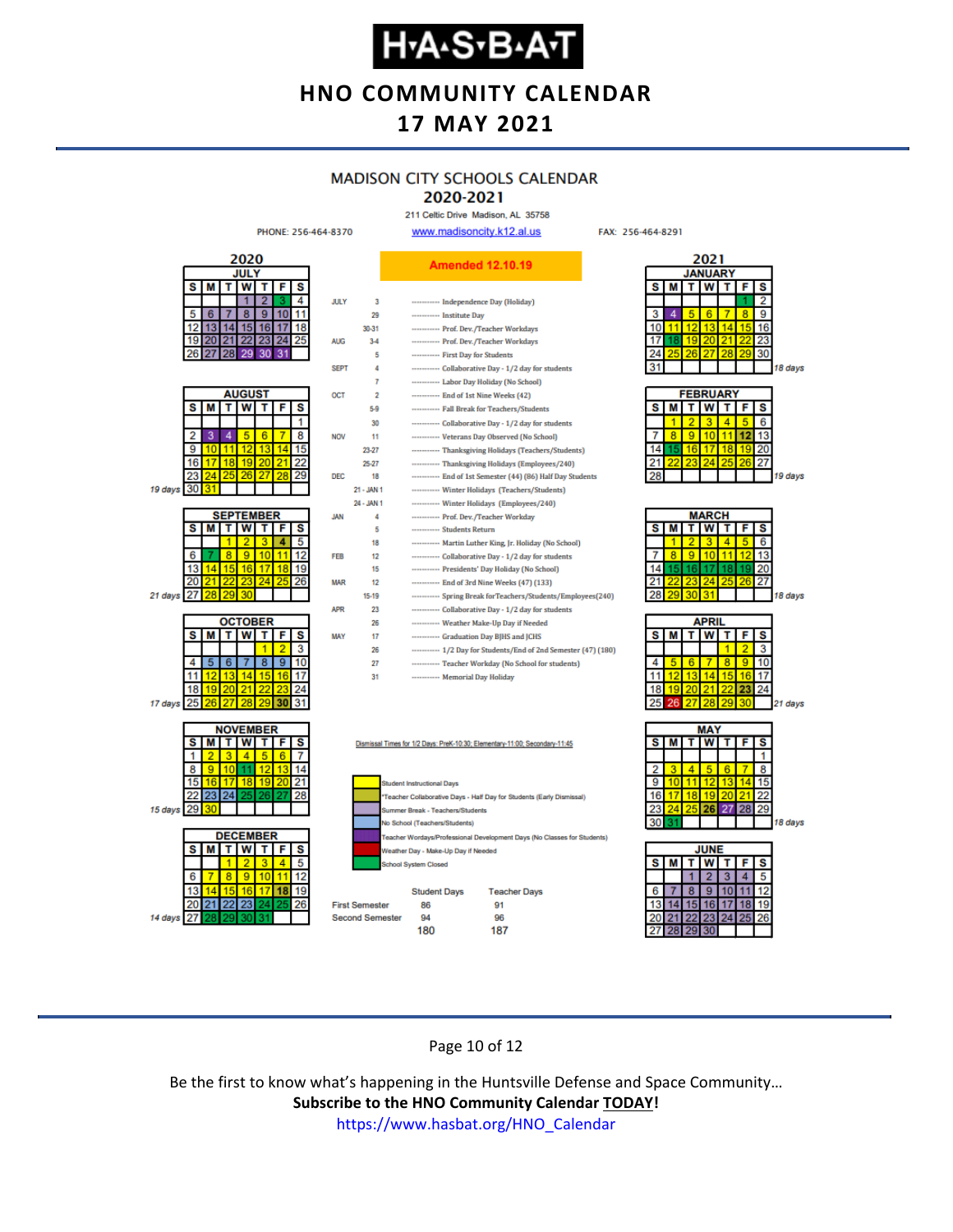# MADISON CITY SCHOOLS CALENDAR
## 2020-2021

211 Celtic Drive Madison, AL 35758

PHONE: 256-464-8370 | www.madisoncity.k12.al.us | FAX: 256-464-8291

**Amended 12.10.19**

| Month | Date | Event |
|---|---|---|
| JULY | 3 | Independence Day (Holiday) |
| | 29 | Institute Day |
| | 30-31 | Prof. Dev./Teacher Workdays |
| AUG | 3-4 | Prof. Dev./Teacher Workdays |
| | 5 | First Day for Students |
| SEPT | 4 | Collaborative Day - 1/2 day for students |
| | 7 | Labor Day Holiday (No School) |
| OCT | 2 | End of 1st Nine Weeks (42) |
| | 5-9 | Fall Break for Teachers/Students |
| | 30 | Collaborative Day - 1/2 day for students |
| NOV | 11 | Veterans Day Observed (No School) |
| | 23-27 | Thanksgiving Holidays (Teachers/Students) |
| | 25-27 | Thanksgiving Holidays (Employees/240) |
| DEC | 18 | End of 1st Semester (44) (86) Half Day Students |
| | 21 - JAN 1 | Winter Holidays (Teachers/Students) |
| | 24 - JAN 1 | Winter Holidays (Employees/240) |
| JAN | 4 | Prof. Dev./Teacher Workday |
| | 5 | Students Return |
| | 18 | Martin Luther King, Jr. Holiday (No School) |
| FEB | 12 | Collaborative Day - 1/2 day for students |
| | 15 | Presidents' Day Holiday (No School) |
| MAR | 12 | End of 3rd Nine Weeks (47) (133) |
| | 15-19 | Spring Break for Teachers/Students/Employees(240) |
| APR | 23 | Collaborative Day - 1/2 day for students |
| | 26 | Weather Make-Up Day if Needed |
| MAY | 17 | Graduation Day BJHS and JCHS |
| | 26 | 1/2 Day for Students/End of 2nd Semester (47) (180) |
| | 27 | Teacher Workday (No School for students) |
| | 31 | Memorial Day Holiday |

Dismissal Times for 1/2 Days: PreK-10:30; Elementary-11:00; Secondary-11:45

**Legend:**
- Student Instructional Days
- *Teacher Collaborative Days - Half Day for Students (Early Dismissal)
- Summer Break - Teachers/Students
- No School (Teachers/Students)
- Teacher Wordays/Professional Development Days (No Classes for Students)
- Weather Day - Make-Up Day if Needed
- School System Closed

| | Student Days | Teacher Days |
|---|---|---|
| First Semester | 86 | 91 |
| Second Semester | 94 | 96 |
| | 180 | 187 |

### 2020

**JULY**

| S | M | T | W | T | F | S |
|---|---|---|---|---|---|---|
| | | | 1 | 2 | 3 | 4 |
| 5 | 6 | 7 | 8 | 9 | 10 | 11 |
| 12 | 13 | 14 | 15 | 16 | 17 | 18 |
| 19 | 20 | 21 | 22 | 23 | 24 | 25 |
| 26 | 27 | 28 | 29 | 30 | 31 | |

**AUGUST** (19 days)

| S | M | T | W | T | F | S |
|---|---|---|---|---|---|---|
| | | | | | | 1 |
| 2 | 3 | 4 | 5 | 6 | 7 | 8 |
| 9 | 10 | 11 | 12 | 13 | 14 | 15 |
| 16 | 17 | 18 | 19 | 20 | 21 | 22 |
| 23 | 24 | 25 | 26 | 27 | 28 | 29 |
| 30 | 31 | | | | | |

**SEPTEMBER** (21 days)

| S | M | T | W | T | F | S |
|---|---|---|---|---|---|---|
| | | 1 | 2 | 3 | 4 | 5 |
| 6 | 7 | 8 | 9 | 10 | 11 | 12 |
| 13 | 14 | 15 | 16 | 17 | 18 | 19 |
| 20 | 21 | 22 | 23 | 24 | 25 | 26 |
| 27 | 28 | 29 | 30 | | | |

**OCTOBER** (17 days)

| S | M | T | W | T | F | S |
|---|---|---|---|---|---|---|
| | | | | 1 | 2 | 3 |
| 4 | 5 | 6 | 7 | 8 | 9 | 10 |
| 11 | 12 | 13 | 14 | 15 | 16 | 17 |
| 18 | 19 | 20 | 21 | 22 | 23 | 24 |
| 25 | 26 | 27 | 28 | 29 | 30 | 31 |

**NOVEMBER** (15 days)

| S | M | T | W | T | F | S |
|---|---|---|---|---|---|---|
| 1 | 2 | 3 | 4 | 5 | 6 | 7 |
| 8 | 9 | 10 | 11 | 12 | 13 | 14 |
| 15 | 16 | 17 | 18 | 19 | 20 | 21 |
| 22 | 23 | 24 | 25 | 26 | 27 | 28 |
| 29 | 30 | | | | | |

**DECEMBER** (14 days)

| S | M | T | W | T | F | S |
|---|---|---|---|---|---|---|
| | | 1 | 2 | 3 | 4 | 5 |
| 6 | 7 | 8 | 9 | 10 | 11 | 12 |
| 13 | 14 | 15 | 16 | 17 | 18 | 19 |
| 20 | 21 | 22 | 23 | 24 | 25 | 26 |
| 27 | 28 | 29 | 30 | 31 | | |

### 2021

**JANUARY** (18 days)

| S | M | T | W | T | F | S |
|---|---|---|---|---|---|---|
| | | | | | 1 | 2 |
| 3 | 4 | 5 | 6 | 7 | 8 | 9 |
| 10 | 11 | 12 | 13 | 14 | 15 | 16 |
| 17 | 18 | 19 | 20 | 21 | 22 | 23 |
| 24 | 25 | 26 | 27 | 28 | 29 | 30 |
| 31 | | | | | | |

**FEBRUARY** (19 days)

| S | M | T | W | T | F | S |
|---|---|---|---|---|---|---|
| | 1 | 2 | 3 | 4 | 5 | 6 |
| 7 | 8 | 9 | 10 | 11 | 12 | 13 |
| 14 | 15 | 16 | 17 | 18 | 19 | 20 |
| 21 | 22 | 23 | 24 | 25 | 26 | 27 |
| 28 | | | | | | |

**MARCH** (18 days)

| S | M | T | W | T | F | S |
|---|---|---|---|---|---|---|
| | 1 | 2 | 3 | 4 | 5 | 6 |
| 7 | 8 | 9 | 10 | 11 | 12 | 13 |
| 14 | 15 | 16 | 17 | 18 | 19 | 20 |
| 21 | 22 | 23 | 24 | 25 | 26 | 27 |
| 28 | 29 | 30 | 31 | | | |

**APRIL** (21 days)

| S | M | T | W | T | F | S |
|---|---|---|---|---|---|---|
| | | | | 1 | 2 | 3 |
| 4 | 5 | 6 | 7 | 8 | 9 | 10 |
| 11 | 12 | 13 | 14 | 15 | 16 | 17 |
| 18 | 19 | 20 | 21 | 22 | 23 | 24 |
| 25 | 26 | 27 | 28 | 29 | 30 | |

**MAY** (18 days)

| S | M | T | W | T | F | S |
|---|---|---|---|---|---|---|
| | | | | | | 1 |
| 2 | 3 | 4 | 5 | 6 | 7 | 8 |
| 9 | 10 | 11 | 12 | 13 | 14 | 15 |
| 16 | 17 | 18 | 19 | 20 | 21 | 22 |
| 23 | 24 | 25 | 26 | 27 | 28 | 29 |
| 30 | 31 | | | | | |

**JUNE**

| S | M | T | W | T | F | S |
|---|---|---|---|---|---|---|
| | | 1 | 2 | 3 | 4 | 5 |
| 6 | 7 | 8 | 9 | 10 | 11 | 12 |
| 13 | 14 | 15 | 16 | 17 | 18 | 19 |
| 20 | 21 | 22 | 23 | 24 | 25 | 26 |
| 27 | 28 | 29 | 30 | | | |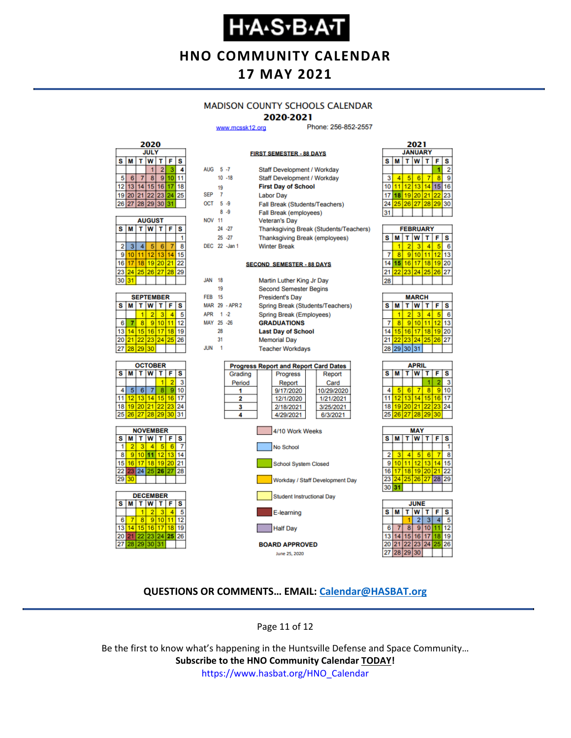# H·A·S·B·A·T

## HNO COMMUNITY CALENDAR
## 17 MAY 2021

### MADISON COUNTY SCHOOLS CALENDAR
### 2020-2021

www.mcssk12.org Phone: 256-852-2557

**FIRST SEMESTER - 88 DAYS**

| | | |
|---|---|---|
| AUG | 5 -7 | Staff Development / Workday |
| | 10 -18 | Staff Development / Workday |
| | 19 | **First Day of School** |
| SEP | 7 | Labor Day |
| OCT | 5 -9 | Fall Break (Students/Teachers) |
| | 8 -9 | Fall Break (employees) |
| NOV | 11 | Veteran's Day |
| | 24 -27 | Thanksgiving Break (Students/Teachers) |
| | 25 -27 | Thanksgiving Break (employees) |
| DEC | 22 -Jan 1 | Winter Break |

**SECOND SEMESTER - 88 DAYS**

| | | |
|---|---|---|
| JAN | 18 | Martin Luther King Jr Day |
| | 19 | Second Semester Begins |
| FEB | 15 | President's Day |
| MAR | 29 - APR 2 | Spring Break (Students/Teachers) |
| APR | 1 -2 | Spring Break (Employees) |
| MAY | 25 -26 | **GRADUATIONS** |
| | 28 | **Last Day of School** |
| | 31 | Memorial Day |
| JUN | 1 | Teacher Workdays |

**Progress Report and Report Card Dates**

| Grading Period | Progress Report | Report Card |
|---|---|---|
| 1 | 9/17/2020 | 10/29/2020 |
| 2 | 12/1/2020 | 1/21/2021 |
| 3 | 2/18/2021 | 3/25/2021 |
| 4 | 4/29/2021 | 6/3/2021 |

**Legend:**
- 4/10 Work Weeks
- No School
- School System Closed
- Workday / Staff Development Day
- Student Instructional Day
- E-learning
- Half Day

**BOARD APPROVED**
June 25, 2020

**2020**

**JULY**

| S | M | T | W | T | F | S |
|---|---|---|---|---|---|---|
| | | | 1 | 2 | 3 | 4 |
| 5 | 6 | 7 | 8 | 9 | 10 | 11 |
| 12 | 13 | 14 | 15 | 16 | 17 | 18 |
| 19 | 20 | 21 | 22 | 23 | 24 | 25 |
| 26 | 27 | 28 | 29 | 30 | 31 | |

**AUGUST**

| S | M | T | W | T | F | S |
|---|---|---|---|---|---|---|
| | | | | | | 1 |
| 2 | 3 | 4 | 5 | 6 | 7 | 8 |
| 9 | 10 | 11 | 12 | 13 | 14 | 15 |
| 16 | 17 | 18 | 19 | 20 | 21 | 22 |
| 23 | 24 | 25 | 26 | 27 | 28 | 29 |
| 30 | 31 | | | | | |

**SEPTEMBER**

| S | M | T | W | T | F | S |
|---|---|---|---|---|---|---|
| | | 1 | 2 | 3 | 4 | 5 |
| 6 | 7 | 8 | 9 | 10 | 11 | 12 |
| 13 | 14 | 15 | 16 | 17 | 18 | 19 |
| 20 | 21 | 22 | 23 | 24 | 25 | 26 |
| 27 | 28 | 29 | 30 | | | |

**OCTOBER**

| S | M | T | W | T | F | S |
|---|---|---|---|---|---|---|
| | | | | 1 | 2 | 3 |
| 4 | 5 | 6 | 7 | 8 | 9 | 10 |
| 11 | 12 | 13 | 14 | 15 | 16 | 17 |
| 18 | 19 | 20 | 21 | 22 | 23 | 24 |
| 25 | 26 | 27 | 28 | 29 | 30 | 31 |

**NOVEMBER**

| S | M | T | W | T | F | S |
|---|---|---|---|---|---|---|
| 1 | 2 | 3 | 4 | 5 | 6 | 7 |
| 8 | 9 | 10 | 11 | 12 | 13 | 14 |
| 15 | 16 | 17 | 18 | 19 | 20 | 21 |
| 22 | 23 | 24 | 25 | 26 | 27 | 28 |
| 29 | 30 | | | | | |

**DECEMBER**

| S | M | T | W | T | F | S |
|---|---|---|---|---|---|---|
| | | 1 | 2 | 3 | 4 | 5 |
| 6 | 7 | 8 | 9 | 10 | 11 | 12 |
| 13 | 14 | 15 | 16 | 17 | 18 | 19 |
| 20 | 21 | 22 | 23 | 24 | 25 | 26 |
| 27 | 28 | 29 | 30 | 31 | | |

**2021**

**JANUARY**

| S | M | T | W | T | F | S |
|---|---|---|---|---|---|---|
| | | | | | 1 | 2 |
| 3 | 4 | 5 | 6 | 7 | 8 | 9 |
| 10 | 11 | 12 | 13 | 14 | 15 | 16 |
| 17 | 18 | 19 | 20 | 21 | 22 | 23 |
| 24 | 25 | 26 | 27 | 28 | 29 | 30 |
| 31 | | | | | | |

**FEBRUARY**

| S | M | T | W | T | F | S |
|---|---|---|---|---|---|---|
| | 1 | 2 | 3 | 4 | 5 | 6 |
| 7 | 8 | 9 | 10 | 11 | 12 | 13 |
| 14 | 15 | 16 | 17 | 18 | 19 | 20 |
| 21 | 22 | 23 | 24 | 25 | 26 | 27 |
| 28 | | | | | | |

**MARCH**

| S | M | T | W | T | F | S |
|---|---|---|---|---|---|---|
| | 1 | 2 | 3 | 4 | 5 | 6 |
| 7 | 8 | 9 | 10 | 11 | 12 | 13 |
| 14 | 15 | 16 | 17 | 18 | 19 | 20 |
| 21 | 22 | 23 | 24 | 25 | 26 | 27 |
| 28 | 29 | 30 | 31 | | | |

**APRIL**

| S | M | T | W | T | F | S |
|---|---|---|---|---|---|---|
| | | | | 1 | 2 | 3 |
| 4 | 5 | 6 | 7 | 8 | 9 | 10 |
| 11 | 12 | 13 | 14 | 15 | 16 | 17 |
| 18 | 19 | 20 | 21 | 22 | 23 | 24 |
| 25 | 26 | 27 | 28 | 29 | 30 | |

**MAY**

| S | M | T | W | T | F | S |
|---|---|---|---|---|---|---|
| | | | | | | 1 |
| 2 | 3 | 4 | 5 | 6 | 7 | 8 |
| 9 | 10 | 11 | 12 | 13 | 14 | 15 |
| 16 | 17 | 18 | 19 | 20 | 21 | 22 |
| 23 | 24 | 25 | 26 | 27 | 28 | 29 |
| 30 | 31 | | | | | |

**JUNE**

| S | M | T | W | T | F | S |
|---|---|---|---|---|---|---|
| | | 1 | 2 | 3 | 4 | 5 |
| 6 | 7 | 8 | 9 | 10 | 11 | 12 |
| 13 | 14 | 15 | 16 | 17 | 18 | 19 |
| 20 | 21 | 22 | 23 | 24 | 25 | 26 |
| 27 | 28 | 29 | 30 | | | |

**QUESTIONS OR COMMENTS… EMAIL: Calendar@HASBAT.org**

Be the first to know what's happening in the Huntsville Defense and Space Community…
**Subscribe to the HNO Community Calendar TODAY!**
https://www.hasbat.org/HNO_Calendar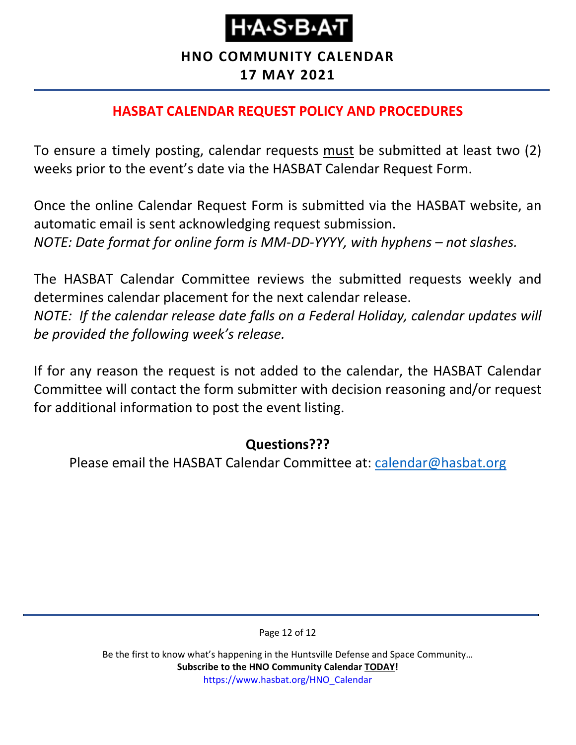## HASBAT CALENDAR REQUEST POLICY AND PROCEDURES

To ensure a timely posting, calendar requests <u>must</u> be submitted at least two (2) weeks prior to the event's date via the HASBAT Calendar Request Form.

Once the online Calendar Request Form is submitted via the HASBAT website, an automatic email is sent acknowledging request submission.
*NOTE: Date format for online form is MM-DD-YYYY, with hyphens – not slashes.*

The HASBAT Calendar Committee reviews the submitted requests weekly and determines calendar placement for the next calendar release.
*NOTE: If the calendar release date falls on a Federal Holiday, calendar updates will be provided the following week's release.*

If for any reason the request is not added to the calendar, the HASBAT Calendar Committee will contact the form submitter with decision reasoning and/or request for additional information to post the event listing.

**Questions???**

Please email the HASBAT Calendar Committee at: [calendar@hasbat.org](mailto:calendar@hasbat.org)